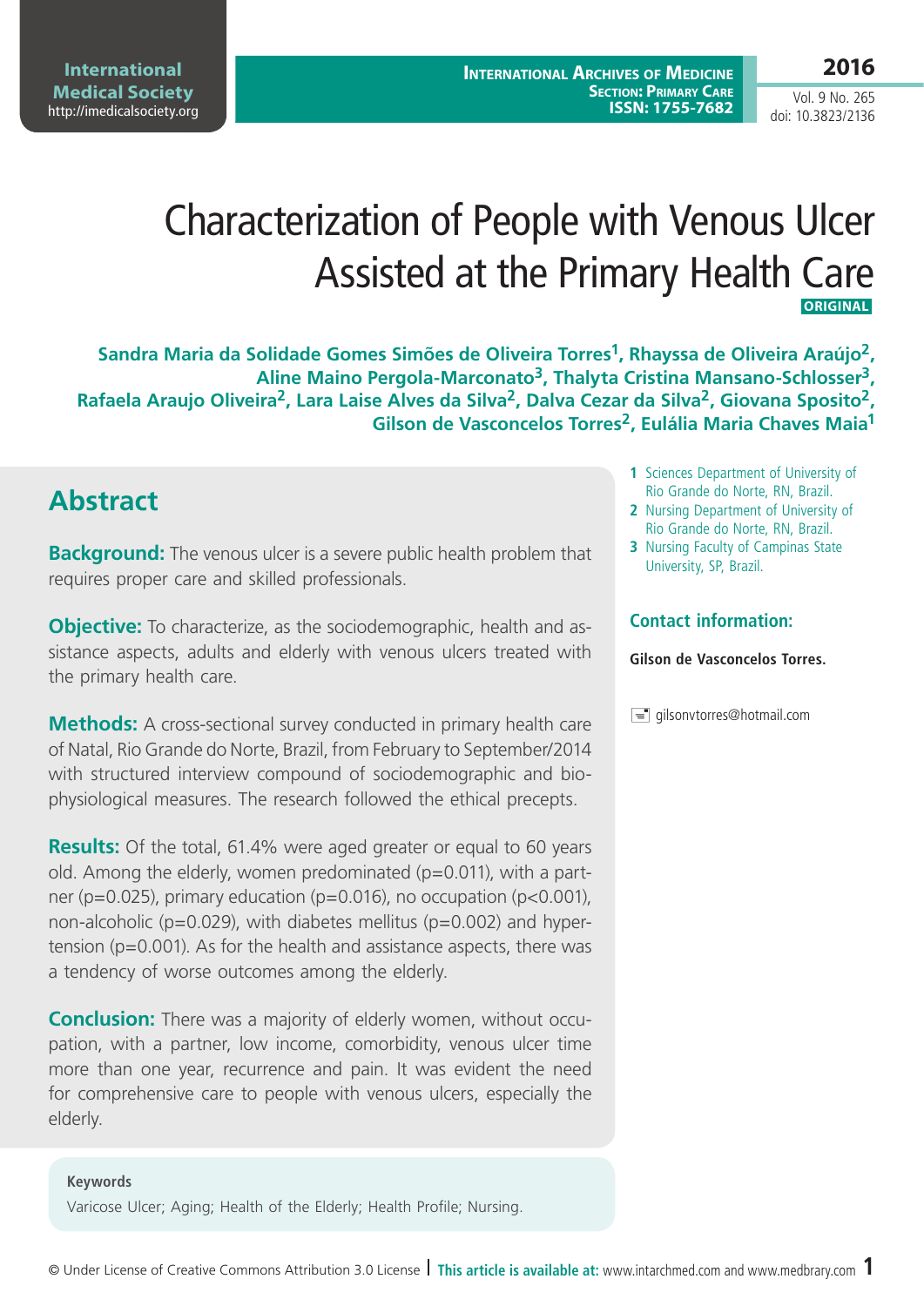# Characterization of People with Venous Ulcer Assisted at the Primary Health Care

**ORIGINAL**

**Sandra Maria da Solidade Gomes Simões de Oliveira Torres[1], Rhayssa de Oliveira Araújo[2], Aline Maino Pergola-Marconato[3], Thalyta Cristina Mansano-Schlosser[3], Rafaela Araujo Oliveira[2], Lara Laise Alves da Silva[2], Dalva Cezar da Silva[2], Giovana Sposito[2], Gilson de Vasconcelos Torres[2], Eulália Maria Chaves Maia[1]**

1 Sciences Department of University of Rio Grande do Norte, RN, Brazil.
2 Nursing Department of University of Rio Grande do Norte, RN, Brazil.
3 Nursing Faculty of Campinas State University, SP, Brazil.

**Contact information:**

**Gilson de Vasconcelos Torres.**

gilsonvtorres@hotmail.com

## Abstract

**Background:** The venous ulcer is a severe public health problem that requires proper care and skilled professionals.

**Objective:** To characterize, as the sociodemographic, health and assistance aspects, adults and elderly with venous ulcers treated with the primary health care.

**Methods:** A cross-sectional survey conducted in primary health care of Natal, Rio Grande do Norte, Brazil, from February to September/2014 with structured interview compound of sociodemographic and bio-physiological measures. The research followed the ethical precepts.

**Results:** Of the total, 61.4% were aged greater or equal to 60 years old. Among the elderly, women predominated (p=0.011), with a partner (p=0.025), primary education (p=0.016), no occupation (p<0.001), non-alcoholic (p=0.029), with diabetes mellitus (p=0.002) and hypertension (p=0.001). As for the health and assistance aspects, there was a tendency of worse outcomes among the elderly.

**Conclusion:** There was a majority of elderly women, without occupation, with a partner, low income, comorbidity, venous ulcer time more than one year, recurrence and pain. It was evident the need for comprehensive care to people with venous ulcers, especially the elderly.

**Keywords**

Varicose Ulcer; Aging; Health of the Elderly; Health Profile; Nursing.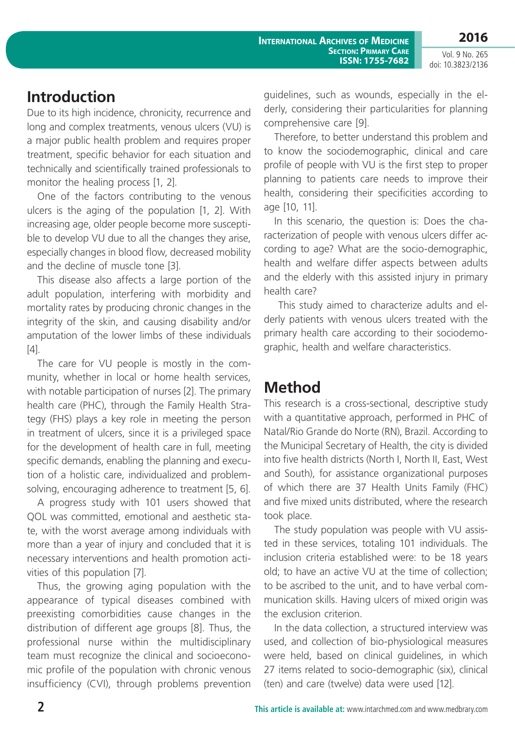## Introduction

Due to its high incidence, chronicity, recurrence and long and complex treatments, venous ulcers (VU) is a major public health problem and requires proper treatment, specific behavior for each situation and technically and scientifically trained professionals to monitor the healing process [1, 2].

One of the factors contributing to the venous ulcers is the aging of the population [1, 2]. With increasing age, older people become more susceptible to develop VU due to all the changes they arise, especially changes in blood flow, decreased mobility and the decline of muscle tone [3].

This disease also affects a large portion of the adult population, interfering with morbidity and mortality rates by producing chronic changes in the integrity of the skin, and causing disability and/or amputation of the lower limbs of these individuals [4].

The care for VU people is mostly in the community, whether in local or home health services, with notable participation of nurses [2]. The primary health care (PHC), through the Family Health Strategy (FHS) plays a key role in meeting the person in treatment of ulcers, since it is a privileged space for the development of health care in full, meeting specific demands, enabling the planning and execution of a holistic care, individualized and problem-solving, encouraging adherence to treatment [5, 6].

A progress study with 101 users showed that QOL was committed, emotional and aesthetic state, with the worst average among individuals with more than a year of injury and concluded that it is necessary interventions and health promotion activities of this population [7].

Thus, the growing aging population with the appearance of typical diseases combined with preexisting comorbidities cause changes in the distribution of different age groups [8]. Thus, the professional nurse within the multidisciplinary team must recognize the clinical and socioeconomic profile of the population with chronic venous insufficiency (CVI), through problems prevention guidelines, such as wounds, especially in the elderly, considering their particularities for planning comprehensive care [9].

Therefore, to better understand this problem and to know the sociodemographic, clinical and care profile of people with VU is the first step to proper planning to patients care needs to improve their health, considering their specificities according to age [10, 11].

In this scenario, the question is: Does the characterization of people with venous ulcers differ according to age? What are the socio-demographic, health and welfare differ aspects between adults and the elderly with this assisted injury in primary health care?

This study aimed to characterize adults and elderly patients with venous ulcers treated with the primary health care according to their sociodemographic, health and welfare characteristics.

## Method

This research is a cross-sectional, descriptive study with a quantitative approach, performed in PHC of Natal/Rio Grande do Norte (RN), Brazil. According to the Municipal Secretary of Health, the city is divided into five health districts (North I, North II, East, West and South), for assistance organizational purposes of which there are 37 Health Units Family (FHC) and five mixed units distributed, where the research took place.

The study population was people with VU assisted in these services, totaling 101 individuals. The inclusion criteria established were: to be 18 years old; to have an active VU at the time of collection; to be ascribed to the unit, and to have verbal communication skills. Having ulcers of mixed origin was the exclusion criterion.

In the data collection, a structured interview was used, and collection of bio-physiological measures were held, based on clinical guidelines, in which 27 items related to socio-demographic (six), clinical (ten) and care (twelve) data were used [12].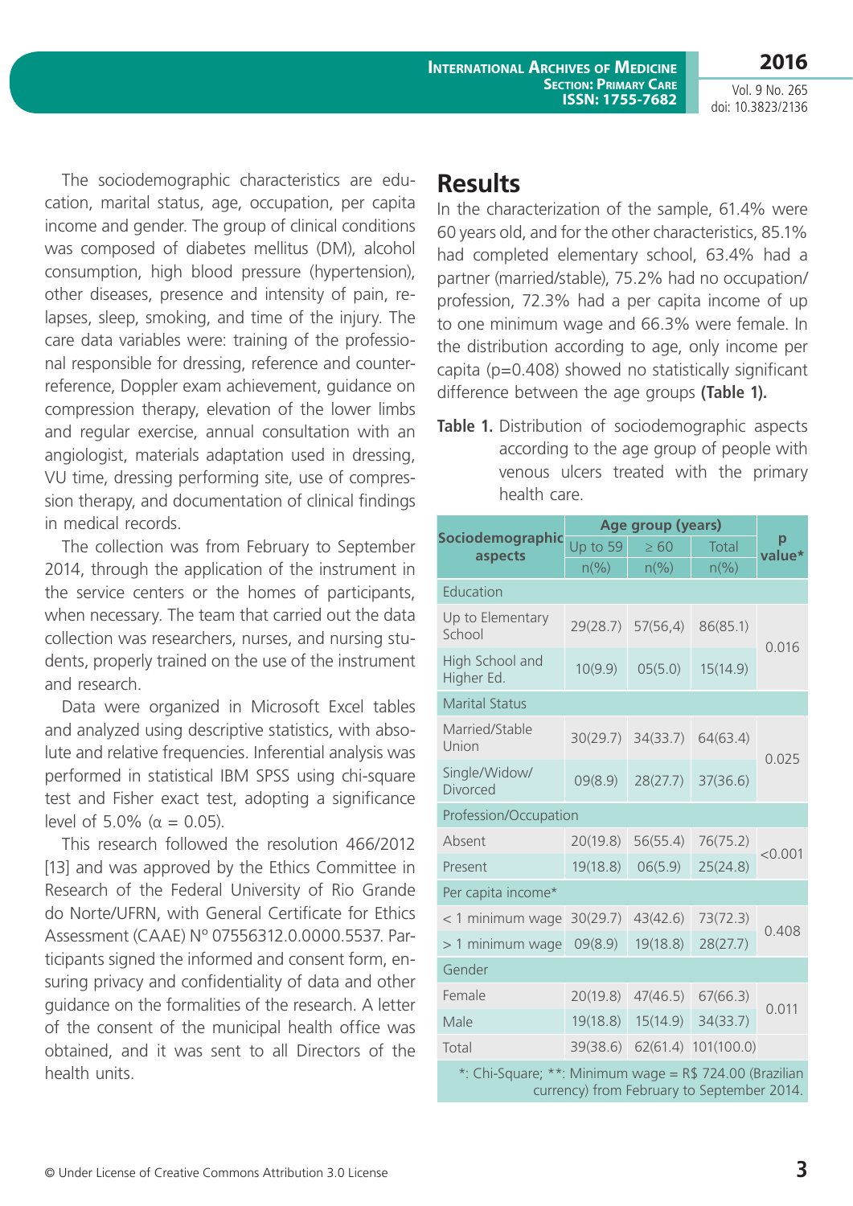The sociodemographic characteristics are education, marital status, age, occupation, per capita income and gender. The group of clinical conditions was composed of diabetes mellitus (DM), alcohol consumption, high blood pressure (hypertension), other diseases, presence and intensity of pain, relapses, sleep, smoking, and time of the injury. The care data variables were: training of the professional responsible for dressing, reference and counter-reference, Doppler exam achievement, guidance on compression therapy, elevation of the lower limbs and regular exercise, annual consultation with an angiologist, materials adaptation used in dressing, VU time, dressing performing site, use of compression therapy, and documentation of clinical findings in medical records.

The collection was from February to September 2014, through the application of the instrument in the service centers or the homes of participants, when necessary. The team that carried out the data collection was researchers, nurses, and nursing students, properly trained on the use of the instrument and research.

Data were organized in Microsoft Excel tables and analyzed using descriptive statistics, with absolute and relative frequencies. Inferential analysis was performed in statistical IBM SPSS using chi-square test and Fisher exact test, adopting a significance level of 5.0% ($\alpha$ = 0.05).

This research followed the resolution 466/2012 [13] and was approved by the Ethics Committee in Research of the Federal University of Rio Grande do Norte/UFRN, with General Certificate for Ethics Assessment (CAAE) Nº 07556312.0.0000.5537. Participants signed the informed and consent form, ensuring privacy and confidentiality of data and other guidance on the formalities of the research. A letter of the consent of the municipal health office was obtained, and it was sent to all Directors of the health units.

## Results

In the characterization of the sample, 61.4% were 60 years old, and for the other characteristics, 85.1% had completed elementary school, 63.4% had a partner (married/stable), 75.2% had no occupation/profession, 72.3% had a per capita income of up to one minimum wage and 66.3% were female. In the distribution according to age, only income per capita (p=0.408) showed no statistically significant difference between the age groups **(Table 1).**

**Table 1.** Distribution of sociodemographic aspects according to the age group of people with venous ulcers treated with the primary health care.

| Sociodemographic aspects | Age group (years) | | | p value* |
|---|---|---|---|---|
| | Up to 59 | ≥ 60 | Total | |
| | n(%) | n(%) | n(%) | |
| Education | | | | |
| Up to Elementary School | 29(28.7) | 57(56,4) | 86(85.1) | 0.016 |
| High School and Higher Ed. | 10(9.9) | 05(5.0) | 15(14.9) | |
| Marital Status | | | | |
| Married/Stable Union | 30(29.7) | 34(33.7) | 64(63.4) | 0.025 |
| Single/Widow/ Divorced | 09(8.9) | 28(27.7) | 37(36.6) | |
| Profession/Occupation | | | | |
| Absent | 20(19.8) | 56(55.4) | 76(75.2) | <0.001 |
| Present | 19(18.8) | 06(5.9) | 25(24.8) | |
| Per capita income* | | | | |
| < 1 minimum wage | 30(29.7) | 43(42.6) | 73(72.3) | 0.408 |
| > 1 minimum wage | 09(8.9) | 19(18.8) | 28(27.7) | |
| Gender | | | | |
| Female | 20(19.8) | 47(46.5) | 67(66.3) | 0.011 |
| Male | 19(18.8) | 15(14.9) | 34(33.7) | |
| Total | 39(38.6) | 62(61.4) | 101(100.0) | |

*: Chi-Square; **: Minimum wage = R$ 724.00 (Brazilian currency) from February to September 2014.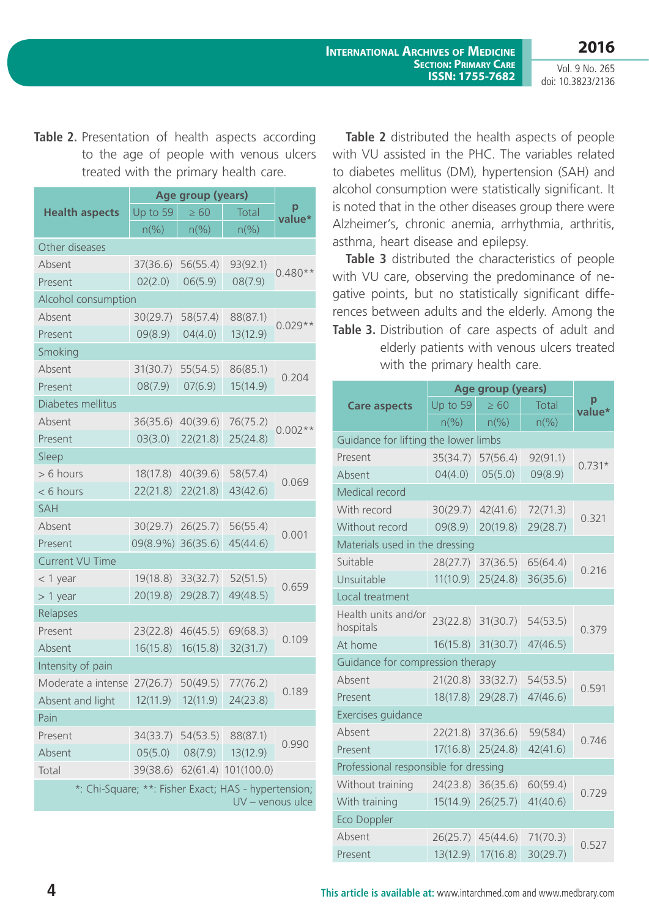**Table 2.** Presentation of health aspects according to the age of people with venous ulcers treated with the primary health care.

| Health aspects | Age group (years) | | | p value* |
|---|---|---|---|---|
| | Up to 59 | ≥ 60 | Total | |
| | n(%) | n(%) | n(%) | |
| Other diseases | | | | |
| Absent | 37(36.6) | 56(55.4) | 93(92.1) | 0.480** |
| Present | 02(2.0) | 06(5.9) | 08(7.9) | |
| Alcohol consumption | | | | |
| Absent | 30(29.7) | 58(57.4) | 88(87.1) | 0.029** |
| Present | 09(8.9) | 04(4.0) | 13(12.9) | |
| Smoking | | | | |
| Absent | 31(30.7) | 55(54.5) | 86(85.1) | 0.204 |
| Present | 08(7.9) | 07(6.9) | 15(14.9) | |
| Diabetes mellitus | | | | |
| Absent | 36(35.6) | 40(39.6) | 76(75.2) | 0.002** |
| Present | 03(3.0) | 22(21.8) | 25(24.8) | |
| Sleep | | | | |
| > 6 hours | 18(17.8) | 40(39.6) | 58(57.4) | 0.069 |
| < 6 hours | 22(21.8) | 22(21.8) | 43(42.6) | |
| SAH | | | | |
| Absent | 30(29.7) | 26(25.7) | 56(55.4) | 0.001 |
| Present | 09(8.9%) | 36(35.6) | 45(44.6) | |
| Current VU Time | | | | |
| < 1 year | 19(18.8) | 33(32.7) | 52(51.5) | 0.659 |
| > 1 year | 20(19.8) | 29(28.7) | 49(48.5) | |
| Relapses | | | | |
| Present | 23(22.8) | 46(45.5) | 69(68.3) | 0.109 |
| Absent | 16(15.8) | 16(15.8) | 32(31.7) | |
| Intensity of pain | | | | |
| Moderate a intense | 27(26.7) | 50(49.5) | 77(76.2) | 0.189 |
| Absent and light | 12(11.9) | 12(11.9) | 24(23.8) | |
| Pain | | | | |
| Present | 34(33.7) | 54(53.5) | 88(87.1) | 0.990 |
| Absent | 05(5.0) | 08(7.9) | 13(12.9) | |
| Total | 39(38.6) | 62(61.4) | 101(100.0) | |

*: Chi-Square; **: Fisher Exact; HAS - hypertension; UV – venous ulce

**Table 2** distributed the health aspects of people with VU assisted in the PHC. The variables related to diabetes mellitus (DM), hypertension (SAH) and alcohol consumption were statistically significant. It is noted that in the other diseases group there were Alzheimer's, chronic anemia, arrhythmia, arthritis, asthma, heart disease and epilepsy.

**Table 3** distributed the characteristics of people with VU care, observing the predominance of negative points, but no statistically significant differences between adults and the elderly. Among the

**Table 3.** Distribution of care aspects of adult and elderly patients with venous ulcers treated with the primary health care.

| Care aspects | Age group (years) | | | p value* |
|---|---|---|---|---|
| | Up to 59 | ≥ 60 | Total | |
| | n(%) | n(%) | n(%) | |
| Guidance for lifting the lower limbs | | | | |
| Present | 35(34.7) | 57(56.4) | 92(91.1) | 0.731* |
| Absent | 04(4.0) | 05(5.0) | 09(8.9) | |
| Medical record | | | | |
| With record | 30(29.7) | 42(41.6) | 72(71.3) | 0.321 |
| Without record | 09(8.9) | 20(19.8) | 29(28.7) | |
| Materials used in the dressing | | | | |
| Suitable | 28(27.7) | 37(36.5) | 65(64.4) | 0.216 |
| Unsuitable | 11(10.9) | 25(24.8) | 36(35.6) | |
| Local treatment | | | | |
| Health units and/or hospitals | 23(22.8) | 31(30.7) | 54(53.5) | 0.379 |
| At home | 16(15.8) | 31(30.7) | 47(46.5) | |
| Guidance for compression therapy | | | | |
| Absent | 21(20.8) | 33(32.7) | 54(53.5) | 0.591 |
| Present | 18(17.8) | 29(28.7) | 47(46.6) | |
| Exercises guidance | | | | |
| Absent | 22(21.8) | 37(36.6) | 59(584) | 0.746 |
| Present | 17(16.8) | 25(24.8) | 42(41.6) | |
| Professional responsible for dressing | | | | |
| Without training | 24(23.8) | 36(35.6) | 60(59.4) | 0.729 |
| With training | 15(14.9) | 26(25.7) | 41(40.6) | |
| Eco Doppler | | | | |
| Absent | 26(25.7) | 45(44.6) | 71(70.3) | 0.527 |
| Present | 13(12.9) | 17(16.8) | 30(29.7) | |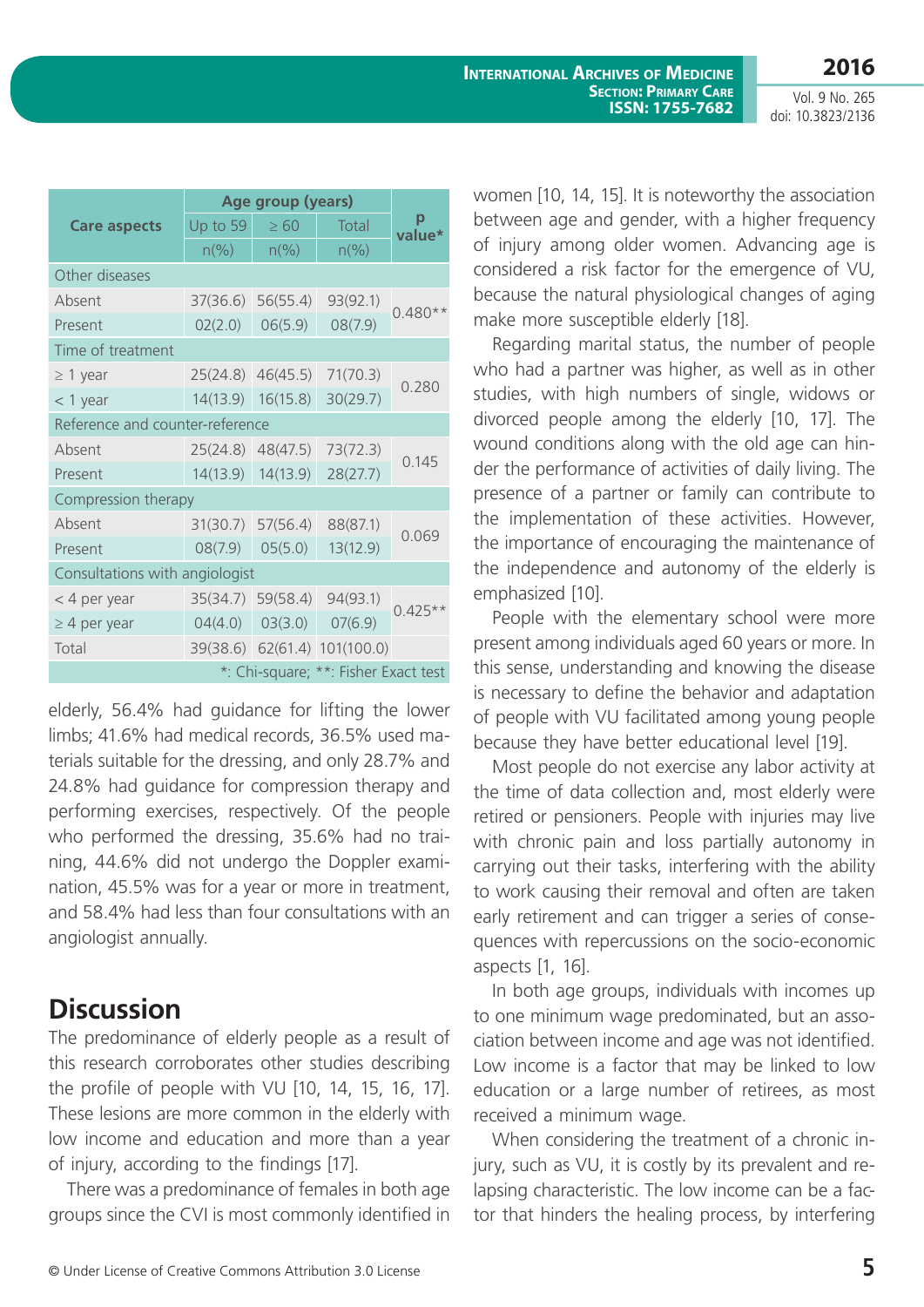| Care aspects | Age group (years) | | | p value* |
|---|---|---|---|---|
| | Up to 59 | ≥ 60 | Total | |
| | n(%) | n(%) | n(%) | |
| Other diseases | | | | |
| Absent | 37(36.6) | 56(55.4) | 93(92.1) | 0.480** |
| Present | 02(2.0) | 06(5.9) | 08(7.9) | |
| Time of treatment | | | | |
| ≥ 1 year | 25(24.8) | 46(45.5) | 71(70.3) | 0.280 |
| < 1 year | 14(13.9) | 16(15.8) | 30(29.7) | |
| Reference and counter-reference | | | | |
| Absent | 25(24.8) | 48(47.5) | 73(72.3) | 0.145 |
| Present | 14(13.9) | 14(13.9) | 28(27.7) | |
| Compression therapy | | | | |
| Absent | 31(30.7) | 57(56.4) | 88(87.1) | 0.069 |
| Present | 08(7.9) | 05(5.0) | 13(12.9) | |
| Consultations with angiologist | | | | |
| < 4 per year | 35(34.7) | 59(58.4) | 94(93.1) | 0.425** |
| ≥ 4 per year | 04(4.0) | 03(3.0) | 07(6.9) | |
| Total | 39(38.6) | 62(61.4) | 101(100.0) | |

*: Chi-square; **: Fisher Exact test

elderly, 56.4% had guidance for lifting the lower limbs; 41.6% had medical records, 36.5% used materials suitable for the dressing, and only 28.7% and 24.8% had guidance for compression therapy and performing exercises, respectively. Of the people who performed the dressing, 35.6% had no training, 44.6% did not undergo the Doppler examination, 45.5% was for a year or more in treatment, and 58.4% had less than four consultations with an angiologist annually.

## Discussion

The predominance of elderly people as a result of this research corroborates other studies describing the profile of people with VU [10, 14, 15, 16, 17]. These lesions are more common in the elderly with low income and education and more than a year of injury, according to the findings [17].

There was a predominance of females in both age groups since the CVI is most commonly identified in women [10, 14, 15]. It is noteworthy the association between age and gender, with a higher frequency of injury among older women. Advancing age is considered a risk factor for the emergence of VU, because the natural physiological changes of aging make more susceptible elderly [18].

Regarding marital status, the number of people who had a partner was higher, as well as in other studies, with high numbers of single, widows or divorced people among the elderly [10, 17]. The wound conditions along with the old age can hinder the performance of activities of daily living. The presence of a partner or family can contribute to the implementation of these activities. However, the importance of encouraging the maintenance of the independence and autonomy of the elderly is emphasized [10].

People with the elementary school were more present among individuals aged 60 years or more. In this sense, understanding and knowing the disease is necessary to define the behavior and adaptation of people with VU facilitated among young people because they have better educational level [19].

Most people do not exercise any labor activity at the time of data collection and, most elderly were retired or pensioners. People with injuries may live with chronic pain and loss partially autonomy in carrying out their tasks, interfering with the ability to work causing their removal and often are taken early retirement and can trigger a series of consequences with repercussions on the socio-economic aspects [1, 16].

In both age groups, individuals with incomes up to one minimum wage predominated, but an association between income and age was not identified. Low income is a factor that may be linked to low education or a large number of retirees, as most received a minimum wage.

When considering the treatment of a chronic injury, such as VU, it is costly by its prevalent and relapsing characteristic. The low income can be a factor that hinders the healing process, by interfering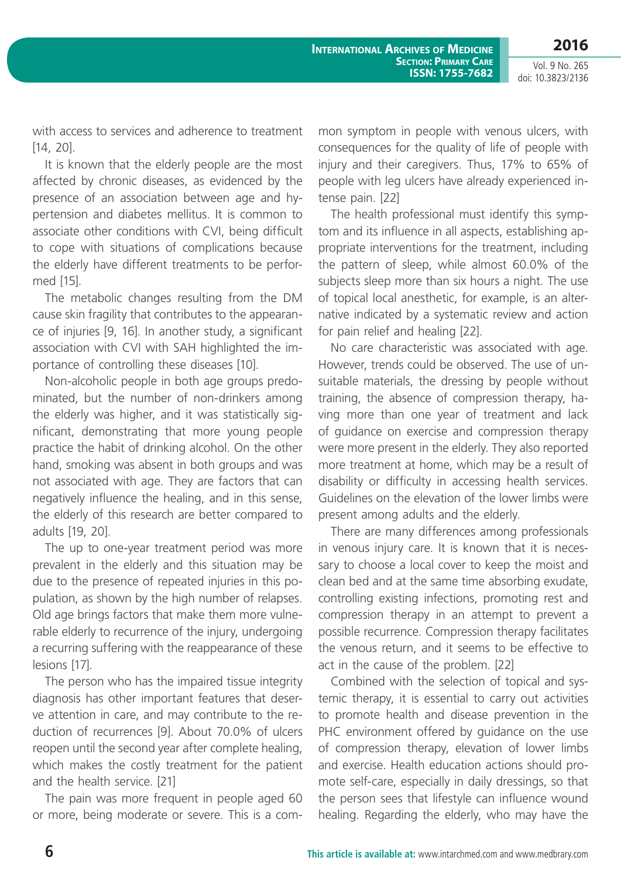with access to services and adherence to treatment [14, 20].

It is known that the elderly people are the most affected by chronic diseases, as evidenced by the presence of an association between age and hypertension and diabetes mellitus. It is common to associate other conditions with CVI, being difficult to cope with situations of complications because the elderly have different treatments to be performed [15].

The metabolic changes resulting from the DM cause skin fragility that contributes to the appearance of injuries [9, 16]. In another study, a significant association with CVI with SAH highlighted the importance of controlling these diseases [10].

Non-alcoholic people in both age groups predominated, but the number of non-drinkers among the elderly was higher, and it was statistically significant, demonstrating that more young people practice the habit of drinking alcohol. On the other hand, smoking was absent in both groups and was not associated with age. They are factors that can negatively influence the healing, and in this sense, the elderly of this research are better compared to adults [19, 20].

The up to one-year treatment period was more prevalent in the elderly and this situation may be due to the presence of repeated injuries in this population, as shown by the high number of relapses. Old age brings factors that make them more vulnerable elderly to recurrence of the injury, undergoing a recurring suffering with the reappearance of these lesions [17].

The person who has the impaired tissue integrity diagnosis has other important features that deserve attention in care, and may contribute to the reduction of recurrences [9]. About 70.0% of ulcers reopen until the second year after complete healing, which makes the costly treatment for the patient and the health service. [21]

The pain was more frequent in people aged 60 or more, being moderate or severe. This is a common symptom in people with venous ulcers, with consequences for the quality of life of people with injury and their caregivers. Thus, 17% to 65% of people with leg ulcers have already experienced intense pain. [22]

The health professional must identify this symptom and its influence in all aspects, establishing appropriate interventions for the treatment, including the pattern of sleep, while almost 60.0% of the subjects sleep more than six hours a night. The use of topical local anesthetic, for example, is an alternative indicated by a systematic review and action for pain relief and healing [22].

No care characteristic was associated with age. However, trends could be observed. The use of unsuitable materials, the dressing by people without training, the absence of compression therapy, having more than one year of treatment and lack of guidance on exercise and compression therapy were more present in the elderly. They also reported more treatment at home, which may be a result of disability or difficulty in accessing health services. Guidelines on the elevation of the lower limbs were present among adults and the elderly.

There are many differences among professionals in venous injury care. It is known that it is necessary to choose a local cover to keep the moist and clean bed and at the same time absorbing exudate, controlling existing infections, promoting rest and compression therapy in an attempt to prevent a possible recurrence. Compression therapy facilitates the venous return, and it seems to be effective to act in the cause of the problem. [22]

Combined with the selection of topical and systemic therapy, it is essential to carry out activities to promote health and disease prevention in the PHC environment offered by guidance on the use of compression therapy, elevation of lower limbs and exercise. Health education actions should promote self-care, especially in daily dressings, so that the person sees that lifestyle can influence wound healing. Regarding the elderly, who may have the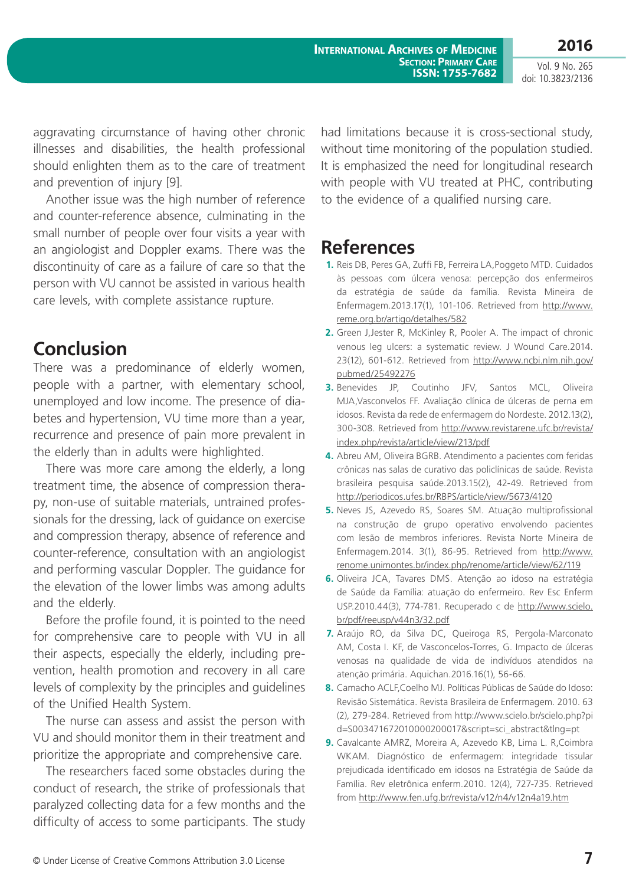aggravating circumstance of having other chronic illnesses and disabilities, the health professional should enlighten them as to the care of treatment and prevention of injury [9].

Another issue was the high number of reference and counter-reference absence, culminating in the small number of people over four visits a year with an angiologist and Doppler exams. There was the discontinuity of care as a failure of care so that the person with VU cannot be assisted in various health care levels, with complete assistance rupture.

## Conclusion

There was a predominance of elderly women, people with a partner, with elementary school, unemployed and low income. The presence of diabetes and hypertension, VU time more than a year, recurrence and presence of pain more prevalent in the elderly than in adults were highlighted.

There was more care among the elderly, a long treatment time, the absence of compression therapy, non-use of suitable materials, untrained professionals for the dressing, lack of guidance on exercise and compression therapy, absence of reference and counter-reference, consultation with an angiologist and performing vascular Doppler. The guidance for the elevation of the lower limbs was among adults and the elderly.

Before the profile found, it is pointed to the need for comprehensive care to people with VU in all their aspects, especially the elderly, including prevention, health promotion and recovery in all care levels of complexity by the principles and guidelines of the Unified Health System.

The nurse can assess and assist the person with VU and should monitor them in their treatment and prioritize the appropriate and comprehensive care.

The researchers faced some obstacles during the conduct of research, the strike of professionals that paralyzed collecting data for a few months and the difficulty of access to some participants. The study had limitations because it is cross-sectional study, without time monitoring of the population studied. It is emphasized the need for longitudinal research with people with VU treated at PHC, contributing to the evidence of a qualified nursing care.

## References

1. Reis DB, Peres GA, Zuffi FB, Ferreira LA,Poggeto MTD. Cuidados às pessoas com úlcera venosa: percepção dos enfermeiros da estratégia de saúde da família. Revista Mineira de Enfermagem.2013.17(1), 101-106. Retrieved from http://www.reme.org.br/artigo/detalhes/582
2. Green J,Jester R, McKinley R, Pooler A. The impact of chronic venous leg ulcers: a systematic review. J Wound Care.2014. 23(12), 601-612. Retrieved from http://www.ncbi.nlm.nih.gov/pubmed/25492276
3. Benevides JP, Coutinho JFV, Santos MCL, Oliveira MJA,Vasconvelos FF. Avaliação clínica de úlceras de perna em idosos. Revista da rede de enfermagem do Nordeste. 2012.13(2), 300-308. Retrieved from http://www.revistarene.ufc.br/revista/index.php/revista/article/view/213/pdf
4. Abreu AM, Oliveira BGRB. Atendimento a pacientes com feridas crônicas nas salas de curativo das policlínicas de saúde. Revista brasileira pesquisa saúde.2013.15(2), 42-49. Retrieved from http://periodicos.ufes.br/RBPS/article/view/5673/4120
5. Neves JS, Azevedo RS, Soares SM. Atuação multiprofissional na construção de grupo operativo envolvendo pacientes com lesão de membros inferiores. Revista Norte Mineira de Enfermagem.2014. 3(1), 86-95. Retrieved from http://www.renome.unimontes.br/index.php/renome/article/view/62/119
6. Oliveira JCA, Tavares DMS. Atenção ao idoso na estratégia de Saúde da Família: atuação do enfermeiro. Rev Esc Enferm USP.2010.44(3), 774-781. Recuperado c de http://www.scielo.br/pdf/reeusp/v44n3/32.pdf
7. Araújo RO, da Silva DC, Queiroga RS, Pergola-Marconato AM, Costa I. KF, de Vasconcelos-Torres, G. Impacto de úlceras venosas na qualidade de vida de indivíduos atendidos na atenção primária. Aquichan.2016.16(1), 56-66.
8. Camacho ACLF,Coelho MJ. Políticas Públicas de Saúde do Idoso: Revisão Sistemática. Revista Brasileira de Enfermagem. 2010. 63 (2), 279-284. Retrieved from http://www.scielo.br/scielo.php?pid=S003471672010000200017&script=sci_abstract&tlng=pt
9. Cavalcante AMRZ, Moreira A, Azevedo KB, Lima L. R,Coimbra WKAM. Diagnóstico de enfermagem: integridade tissular prejudicada identificado em idosos na Estratégia de Saúde da Família. Rev eletrônica enferm.2010. 12(4), 727-735. Retrieved from http://www.fen.ufg.br/revista/v12/n4/v12n4a19.htm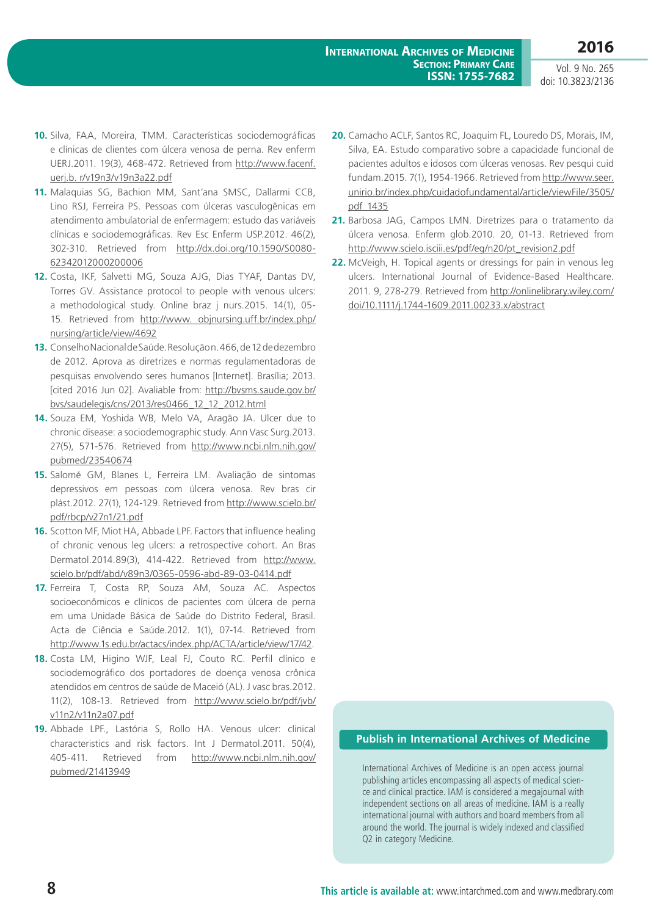10. Silva, FAA, Moreira, TMM. Características sociodemográficas e clínicas de clientes com úlcera venosa de perna. Rev enferm UERJ.2011. 19(3), 468-472. Retrieved from http://www.facenf.uerj.b. r/v19n3/v19n3a22.pdf
11. Malaquias SG, Bachion MM, Sant'ana SMSC, Dallarmi CCB, Lino RSJ, Ferreira PS. Pessoas com úlceras vasculogênicas em atendimento ambulatorial de enfermagem: estudo das variáveis clínicas e sociodemográficas. Rev Esc Enferm USP.2012. 46(2), 302-310. Retrieved from http://dx.doi.org/10.1590/S0080-62342012000200006
12. Costa, IKF, Salvetti MG, Souza AJG, Dias TYAF, Dantas DV, Torres GV. Assistance protocol to people with venous ulcers: a methodological study. Online braz j nurs.2015. 14(1), 05-15. Retrieved from http://www. objnursing.uff.br/index.php/nursing/article/view/4692
13. Conselho Nacional de Saúde. Resolução n. 466, de 12 de dezembro de 2012. Aprova as diretrizes e normas regulamentadoras de pesquisas envolvendo seres humanos [Internet]. Brasília; 2013. [cited 2016 Jun 02]. Avaliable from: http://bvsms.saude.gov.br/bvs/saudelegis/cns/2013/res0466_12_12_2012.html
14. Souza EM, Yoshida WB, Melo VA, Aragão JA. Ulcer due to chronic disease: a sociodemographic study. Ann Vasc Surg.2013. 27(5), 571-576. Retrieved from http://www.ncbi.nlm.nih.gov/pubmed/23540674
15. Salomé GM, Blanes L, Ferreira LM. Avaliação de sintomas depressivos em pessoas com úlcera venosa. Rev bras cir plást.2012. 27(1), 124-129. Retrieved from http://www.scielo.br/pdf/rbcp/v27n1/21.pdf
16. Scotton MF, Miot HA, Abbade LPF. Factors that influence healing of chronic venous leg ulcers: a retrospective cohort. An Bras Dermatol.2014.89(3), 414-422. Retrieved from http://www.scielo.br/pdf/abd/v89n3/0365-0596-abd-89-03-0414.pdf
17. Ferreira T, Costa RP, Souza AM, Souza AC. Aspectos socioeconômicos e clínicos de pacientes com úlcera de perna em uma Unidade Básica de Saúde do Distrito Federal, Brasil. Acta de Ciência e Saúde.2012. 1(1), 07-14. Retrieved from http://www.1s.edu.br/actacs/index.php/ACTA/article/view/17/42.
18. Costa LM, Higino WJF, Leal FJ, Couto RC. Perfil clínico e sociodemográfico dos portadores de doença venosa crônica atendidos em centros de saúde de Maceió (AL). J vasc bras.2012. 11(2), 108-13. Retrieved from http://www.scielo.br/pdf/jvb/v11n2/v11n2a07.pdf
19. Abbade LPF., Lastória S, Rollo HA. Venous ulcer: clinical characteristics and risk factors. Int J Dermatol.2011. 50(4), 405-411. Retrieved from http://www.ncbi.nlm.nih.gov/pubmed/21413949
20. Camacho ACLF, Santos RC, Joaquim FL, Louredo DS, Morais, IM, Silva, EA. Estudo comparativo sobre a capacidade funcional de pacientes adultos e idosos com úlceras venosas. Rev pesqui cuid fundam.2015. 7(1), 1954-1966. Retrieved from http://www.seer.unirio.br/index.php/cuidadofundamental/article/viewFile/3505/pdf_1435
21. Barbosa JAG, Campos LMN. Diretrizes para o tratamento da úlcera venosa. Enferm glob.2010. 20, 01-13. Retrieved from http://www.scielo.isciii.es/pdf/eg/n20/pt_revision2.pdf
22. McVeigh, H. Topical agents or dressings for pain in venous leg ulcers. International Journal of Evidence-Based Healthcare. 2011. 9, 278-279. Retrieved from http://onlinelibrary.wiley.com/doi/10.1111/j.1744-1609.2011.00233.x/abstract

**Publish in International Archives of Medicine**

International Archives of Medicine is an open access journal publishing articles encompassing all aspects of medical science and clinical practice. IAM is considered a megajournal with independent sections on all areas of medicine. IAM is a really international journal with authors and board members from all around the world. The journal is widely indexed and classified Q2 in category Medicine.